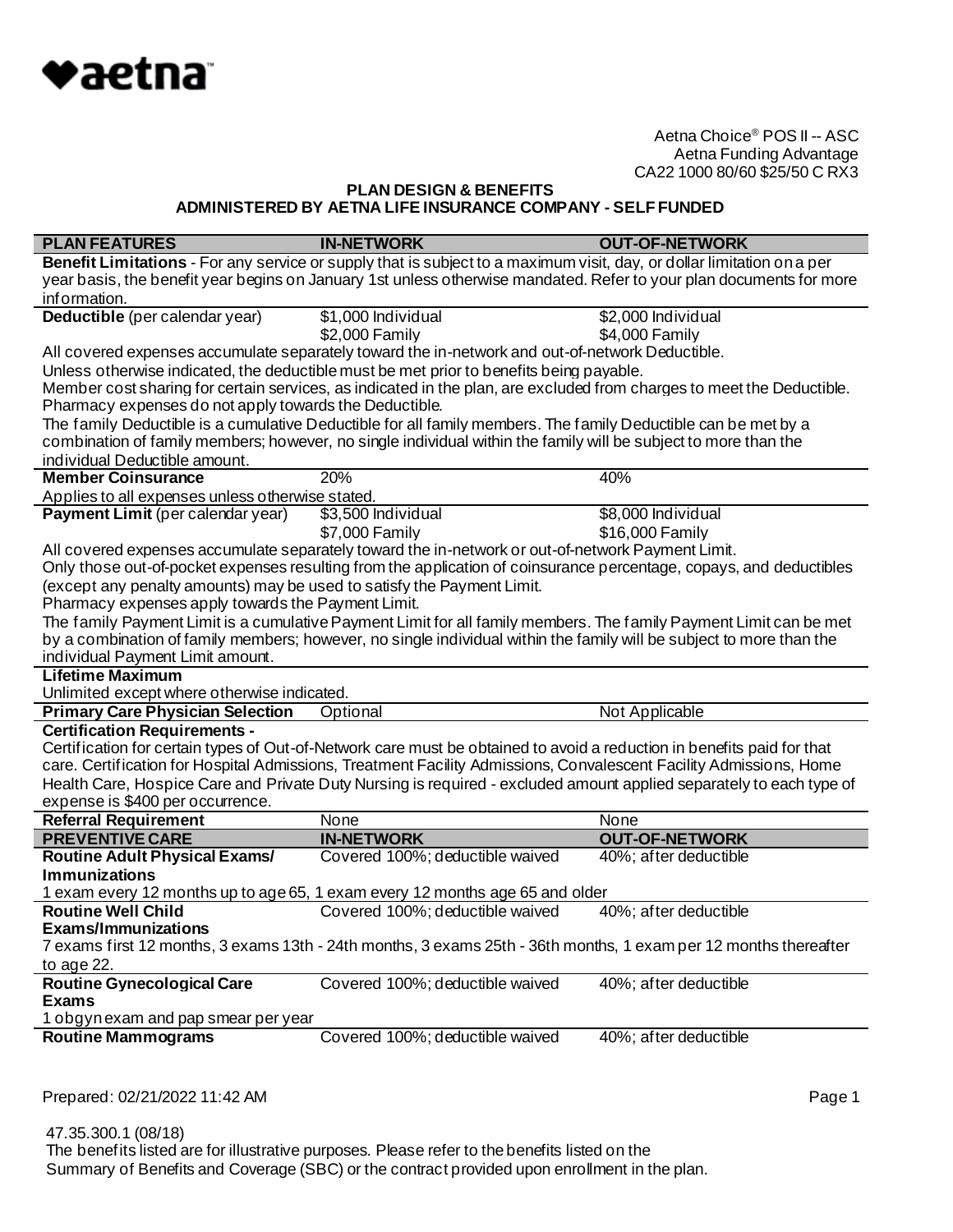aetna

Aetna Choice® POS II -- ASC
Aetna Funding Advantage
CA22 1000 80/60 $25/50 C RX3

# PLAN DESIGN & BENEFITS
## ADMINISTERED BY AETNA LIFE INSURANCE COMPANY - SELF FUNDED

| PLAN FEATURES | IN-NETWORK | OUT-OF-NETWORK |
|---|---|---|
| **Benefit Limitations** - For any service or supply that is subject to a maximum visit, day, or dollar limitation on a per year basis, the benefit year begins on January 1st unless otherwise mandated. Refer to your plan documents for more information. | | |
| **Deductible** (per calendar year) | $1,000 Individual<br>$2,000 Family | $2,000 Individual<br>$4,000 Family |
| All covered expenses accumulate separately toward the in-network and out-of-network Deductible.<br>Unless otherwise indicated, the deductible must be met prior to benefits being payable.<br>Member cost sharing for certain services, as indicated in the plan, are excluded from charges to meet the Deductible.<br>Pharmacy expenses do not apply towards the Deductible.<br>The family Deductible is a cumulative Deductible for all family members. The family Deductible can be met by a combination of family members; however, no single individual within the family will be subject to more than the individual Deductible amount. | | |
| **Member Coinsurance** | 20% | 40% |
| Applies to all expenses unless otherwise stated. | | |
| **Payment Limit** (per calendar year) | $3,500 Individual<br>$7,000 Family | $8,000 Individual<br>$16,000 Family |
| All covered expenses accumulate separately toward the in-network or out-of-network Payment Limit.<br>Only those out-of-pocket expenses resulting from the application of coinsurance percentage, copays, and deductibles (except any penalty amounts) may be used to satisfy the Payment Limit.<br>Pharmacy expenses apply towards the Payment Limit.<br>The family Payment Limit is a cumulative Payment Limit for all family members. The family Payment Limit can be met by a combination of family members; however, no single individual within the family will be subject to more than the individual Payment Limit amount. | | |
| **Lifetime Maximum** | | |
| Unlimited except where otherwise indicated. | | |
| **Primary Care Physician Selection** | Optional | Not Applicable |
| **Certification Requirements -** | | |
| Certification for certain types of Out-of-Network care must be obtained to avoid a reduction in benefits paid for that care. Certification for Hospital Admissions, Treatment Facility Admissions, Convalescent Facility Admissions, Home Health Care, Hospice Care and Private Duty Nursing is required - excluded amount applied separately to each type of expense is $400 per occurrence. | | |
| **Referral Requirement** | None | None |
| **PREVENTIVE CARE** | **IN-NETWORK** | **OUT-OF-NETWORK** |
| **Routine Adult Physical Exams/ Immunizations** | Covered 100%; deductible waived | 40%; after deductible |
| 1 exam every 12 months up to age 65, 1 exam every 12 months age 65 and older | | |
| **Routine Well Child Exams/Immunizations** | Covered 100%; deductible waived | 40%; after deductible |
| 7 exams first 12 months, 3 exams 13th - 24th months, 3 exams 25th - 36th months, 1 exam per 12 months thereafter to age 22. | | |
| **Routine Gynecological Care Exams** | Covered 100%; deductible waived | 40%; after deductible |
| 1 obgyn exam and pap smear per year | | |
| **Routine Mammograms** | Covered 100%; deductible waived | 40%; after deductible |

Prepared: 02/21/2022 11:42 AM

47.35.300.1 (08/18)
The benefits listed are for illustrative purposes. Please refer to the benefits listed on the Summary of Benefits and Coverage (SBC) or the contract provided upon enrollment in the plan.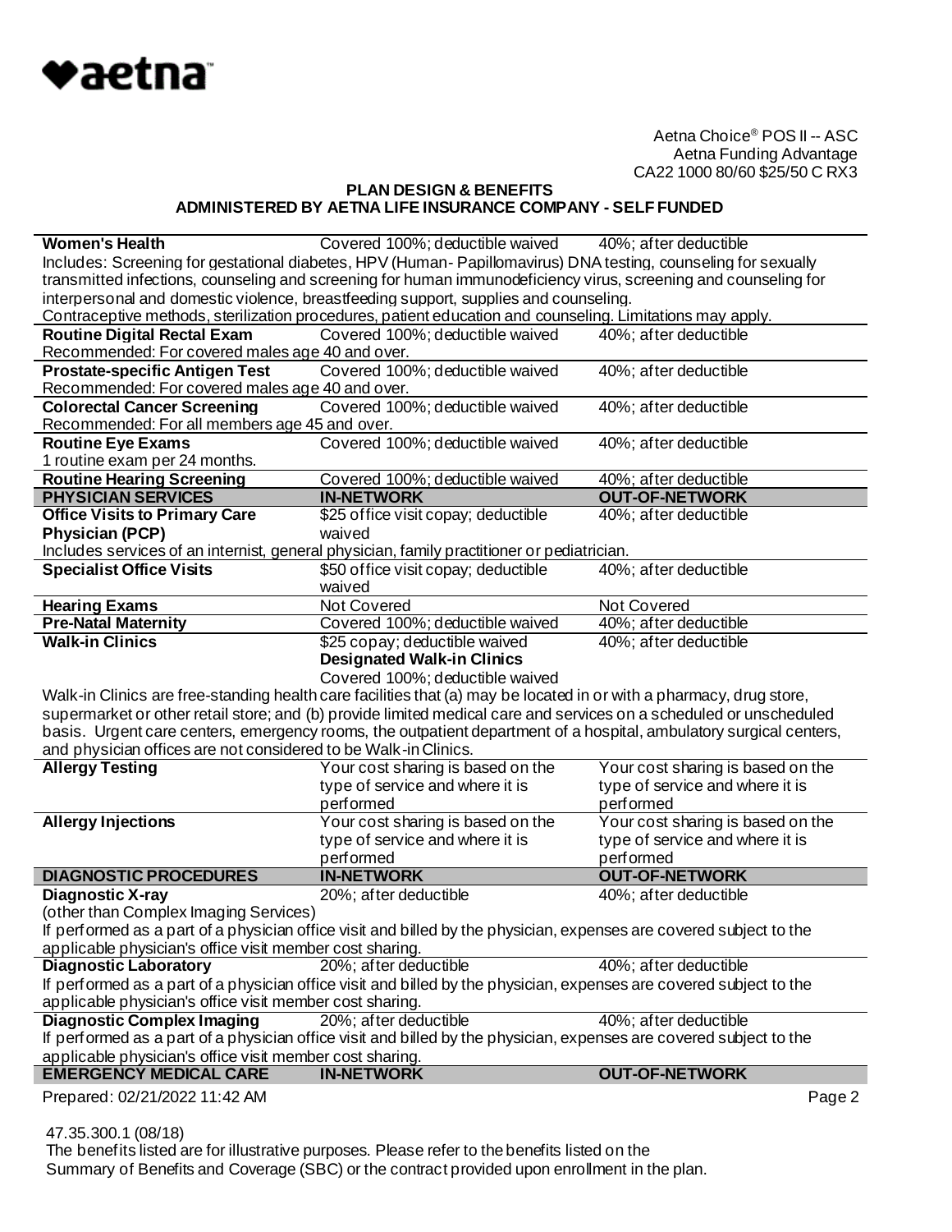Aetna Choice® POS II -- ASC
Aetna Funding Advantage
CA22 1000 80/60 $25/50 C RX3

**PLAN DESIGN & BENEFITS**
**ADMINISTERED BY AETNA LIFE INSURANCE COMPANY - SELF FUNDED**

| | | |
|---|---|---|
| **Women's Health** | Covered 100%; deductible waived | 40%; after deductible |
| Includes: Screening for gestational diabetes, HPV (Human- Papillomavirus) DNA testing, counseling for sexually transmitted infections, counseling and screening for human immunodeficiency virus, screening and counseling for interpersonal and domestic violence, breastfeeding support, supplies and counseling. Contraceptive methods, sterilization procedures, patient education and counseling. Limitations may apply. | | |
| **Routine Digital Rectal Exam** | Covered 100%; deductible waived | 40%; after deductible |
| Recommended: For covered males age 40 and over. | | |
| **Prostate-specific Antigen Test** | Covered 100%; deductible waived | 40%; after deductible |
| Recommended: For covered males age 40 and over. | | |
| **Colorectal Cancer Screening** | Covered 100%; deductible waived | 40%; after deductible |
| Recommended: For all members age 45 and over. | | |
| **Routine Eye Exams** | Covered 100%; deductible waived | 40%; after deductible |
| 1 routine exam per 24 months. | | |
| **Routine Hearing Screening** | Covered 100%; deductible waived | 40%; after deductible |
| **PHYSICIAN SERVICES** | **IN-NETWORK** | **OUT-OF-NETWORK** |
| **Office Visits to Primary Care Physician (PCP)** | $25 office visit copay; deductible waived | 40%; after deductible |
| Includes services of an internist, general physician, family practitioner or pediatrician. | | |
| **Specialist Office Visits** | $50 office visit copay; deductible waived | 40%; after deductible |
| **Hearing Exams** | Not Covered | Not Covered |
| **Pre-Natal Maternity** | Covered 100%; deductible waived | 40%; after deductible |
| **Walk-in Clinics** | $25 copay; deductible waived **Designated Walk-in Clinics** Covered 100%; deductible waived | 40%; after deductible |
| Walk-in Clinics are free-standing health care facilities that (a) may be located in or with a pharmacy, drug store, supermarket or other retail store; and (b) provide limited medical care and services on a scheduled or unscheduled basis. Urgent care centers, emergency rooms, the outpatient department of a hospital, ambulatory surgical centers, and physician offices are not considered to be Walk-in Clinics. | | |
| **Allergy Testing** | Your cost sharing is based on the type of service and where it is performed | Your cost sharing is based on the type of service and where it is performed |
| **Allergy Injections** | Your cost sharing is based on the type of service and where it is performed | Your cost sharing is based on the type of service and where it is performed |
| **DIAGNOSTIC PROCEDURES** | **IN-NETWORK** | **OUT-OF-NETWORK** |
| **Diagnostic X-ray** (other than Complex Imaging Services) | 20%; after deductible | 40%; after deductible |
| If performed as a part of a physician office visit and billed by the physician, expenses are covered subject to the applicable physician's office visit member cost sharing. | | |
| **Diagnostic Laboratory** | 20%; after deductible | 40%; after deductible |
| If performed as a part of a physician office visit and billed by the physician, expenses are covered subject to the applicable physician's office visit member cost sharing. | | |
| **Diagnostic Complex Imaging** | 20%; after deductible | 40%; after deductible |
| If performed as a part of a physician office visit and billed by the physician, expenses are covered subject to the applicable physician's office visit member cost sharing. | | |
| **EMERGENCY MEDICAL CARE** | **IN-NETWORK** | **OUT-OF-NETWORK** |

Prepared: 02/21/2022 11:42 AM

47.35.300.1 (08/18)
The benefits listed are for illustrative purposes. Please refer to the benefits listed on the Summary of Benefits and Coverage (SBC) or the contract provided upon enrollment in the plan.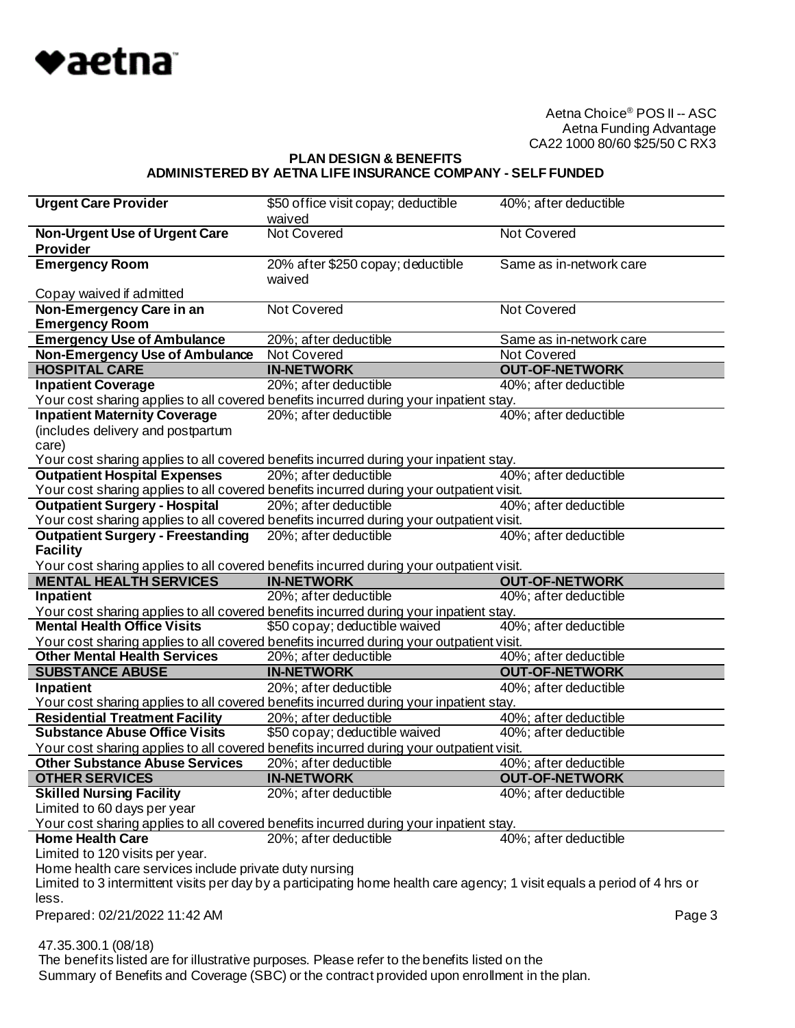Aetna Choice® POS II -- ASC
Aetna Funding Advantage
CA22 1000 80/60 $25/50 C RX3

**PLAN DESIGN & BENEFITS**
**ADMINISTERED BY AETNA LIFE INSURANCE COMPANY - SELF FUNDED**

| | | |
|---|---|---|
| **Urgent Care Provider** | $50 office visit copay; deductible waived | 40%; after deductible |
| **Non-Urgent Use of Urgent Care Provider** | Not Covered | Not Covered |
| **Emergency Room** | 20% after $250 copay; deductible waived | Same as in-network care |
| Copay waived if admitted | | |
| **Non-Emergency Care in an Emergency Room** | Not Covered | Not Covered |
| **Emergency Use of Ambulance** | 20%; after deductible | Same as in-network care |
| **Non-Emergency Use of Ambulance** | Not Covered | Not Covered |
| **HOSPITAL CARE** | **IN-NETWORK** | **OUT-OF-NETWORK** |
| **Inpatient Coverage** | 20%; after deductible | 40%; after deductible |
| Your cost sharing applies to all covered benefits incurred during your inpatient stay. | | |
| **Inpatient Maternity Coverage** (includes delivery and postpartum care) | 20%; after deductible | 40%; after deductible |
| Your cost sharing applies to all covered benefits incurred during your inpatient stay. | | |
| **Outpatient Hospital Expenses** | 20%; after deductible | 40%; after deductible |
| Your cost sharing applies to all covered benefits incurred during your outpatient visit. | | |
| **Outpatient Surgery - Hospital** | 20%; after deductible | 40%; after deductible |
| Your cost sharing applies to all covered benefits incurred during your outpatient visit. | | |
| **Outpatient Surgery - Freestanding Facility** | 20%; after deductible | 40%; after deductible |
| Your cost sharing applies to all covered benefits incurred during your outpatient visit. | | |
| **MENTAL HEALTH SERVICES** | **IN-NETWORK** | **OUT-OF-NETWORK** |
| **Inpatient** | 20%; after deductible | 40%; after deductible |
| Your cost sharing applies to all covered benefits incurred during your inpatient stay. | | |
| **Mental Health Office Visits** | $50 copay; deductible waived | 40%; after deductible |
| Your cost sharing applies to all covered benefits incurred during your outpatient visit. | | |
| **Other Mental Health Services** | 20%; after deductible | 40%; after deductible |
| **SUBSTANCE ABUSE** | **IN-NETWORK** | **OUT-OF-NETWORK** |
| **Inpatient** | 20%; after deductible | 40%; after deductible |
| Your cost sharing applies to all covered benefits incurred during your inpatient stay. | | |
| **Residential Treatment Facility** | 20%; after deductible | 40%; after deductible |
| **Substance Abuse Office Visits** | $50 copay; deductible waived | 40%; after deductible |
| Your cost sharing applies to all covered benefits incurred during your outpatient visit. | | |
| **Other Substance Abuse Services** | 20%; after deductible | 40%; after deductible |
| **OTHER SERVICES** | **IN-NETWORK** | **OUT-OF-NETWORK** |
| **Skilled Nursing Facility** | 20%; after deductible | 40%; after deductible |
| Limited to 60 days per year | | |
| Your cost sharing applies to all covered benefits incurred during your inpatient stay. | | |
| **Home Health Care** | 20%; after deductible | 40%; after deductible |
| Limited to 120 visits per year. | | |
| Home health care services include private duty nursing | | |
| Limited to 3 intermittent visits per day by a participating home health care agency; 1 visit equals a period of 4 hrs or less. | | |

Prepared: 02/21/2022 11:42 AM

47.35.300.1 (08/18)
The benefits listed are for illustrative purposes. Please refer to the benefits listed on the Summary of Benefits and Coverage (SBC) or the contract provided upon enrollment in the plan.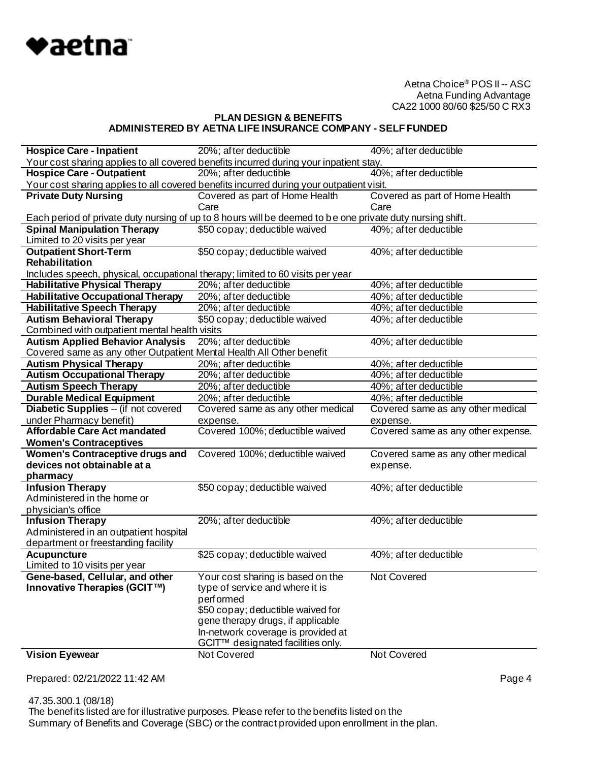Aetna Choice® POS II -- ASC
Aetna Funding Advantage
CA22 1000 80/60 $25/50 C RX3

**PLAN DESIGN & BENEFITS**
**ADMINISTERED BY AETNA LIFE INSURANCE COMPANY - SELF FUNDED**

| | | |
|---|---|---|
| **Hospice Care - Inpatient** | 20%; after deductible | 40%; after deductible |
| Your cost sharing applies to all covered benefits incurred during your inpatient stay. | | |
| **Hospice Care - Outpatient** | 20%; after deductible | 40%; after deductible |
| Your cost sharing applies to all covered benefits incurred during your outpatient visit. | | |
| **Private Duty Nursing** | Covered as part of Home Health Care | Covered as part of Home Health Care |
| Each period of private duty nursing of up to 8 hours will be deemed to be one private duty nursing shift. | | |
| **Spinal Manipulation Therapy**<br>Limited to 20 visits per year | $50 copay; deductible waived | 40%; after deductible |
| **Outpatient Short-Term Rehabilitation** | $50 copay; deductible waived | 40%; after deductible |
| Includes speech, physical, occupational therapy; limited to 60 visits per year | | |
| **Habilitative Physical Therapy** | 20%; after deductible | 40%; after deductible |
| **Habilitative Occupational Therapy** | 20%; after deductible | 40%; after deductible |
| **Habilitative Speech Therapy** | 20%; after deductible | 40%; after deductible |
| **Autism Behavioral Therapy**<br>Combined with outpatient mental health visits | $50 copay; deductible waived | 40%; after deductible |
| **Autism Applied Behavior Analysis**<br>Covered same as any other Outpatient Mental Health All Other benefit | 20%; after deductible | 40%; after deductible |
| **Autism Physical Therapy** | 20%; after deductible | 40%; after deductible |
| **Autism Occupational Therapy** | 20%; after deductible | 40%; after deductible |
| **Autism Speech Therapy** | 20%; after deductible | 40%; after deductible |
| **Durable Medical Equipment** | 20%; after deductible | 40%; after deductible |
| **Diabetic Supplies** -- (if not covered under Pharmacy benefit) | Covered same as any other medical expense. | Covered same as any other medical expense. |
| **Affordable Care Act mandated Women's Contraceptives** | Covered 100%; deductible waived | Covered same as any other expense. |
| **Women's Contraceptive drugs and devices not obtainable at a pharmacy** | Covered 100%; deductible waived | Covered same as any other medical expense. |
| **Infusion Therapy**<br>Administered in the home or physician's office | $50 copay; deductible waived | 40%; after deductible |
| **Infusion Therapy**<br>Administered in an outpatient hospital department or freestanding facility | 20%; after deductible | 40%; after deductible |
| **Acupuncture**<br>Limited to 10 visits per year | $25 copay; deductible waived | 40%; after deductible |
| **Gene-based, Cellular, and other Innovative Therapies (GCIT™)** | Your cost sharing is based on the type of service and where it is performed<br>$50 copay; deductible waived for gene therapy drugs, if applicable<br>In-network coverage is provided at GCIT™ designated facilities only. | Not Covered |
| **Vision Eyewear** | Not Covered | Not Covered |

Prepared: 02/21/2022 11:42 AM

47.35.300.1 (08/18)
The benefits listed are for illustrative purposes. Please refer to the benefits listed on the Summary of Benefits and Coverage (SBC) or the contract provided upon enrollment in the plan.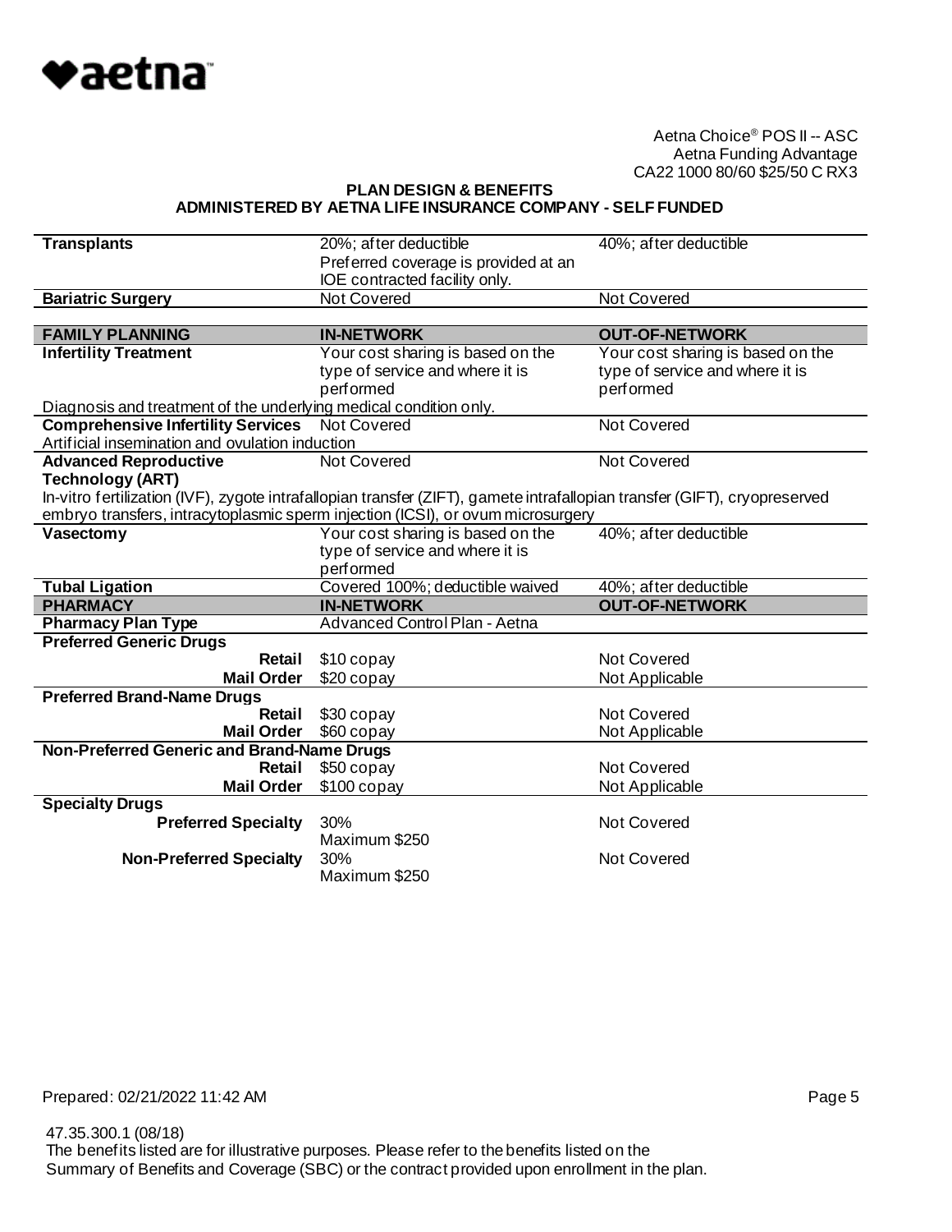Aetna Choice® POS II -- ASC
Aetna Funding Advantage
CA22 1000 80/60 $25/50 C RX3

**PLAN DESIGN & BENEFITS**
**ADMINISTERED BY AETNA LIFE INSURANCE COMPANY - SELF FUNDED**

| | | |
|---|---|---|
| **Transplants** | 20%; after deductible<br>Preferred coverage is provided at an IOE contracted facility only. | 40%; after deductible |
| **Bariatric Surgery** | Not Covered | Not Covered |

| **FAMILY PLANNING** | **IN-NETWORK** | **OUT-OF-NETWORK** |
|---|---|---|
| **Infertility Treatment** | Your cost sharing is based on the type of service and where it is performed | Your cost sharing is based on the type of service and where it is performed |
| Diagnosis and treatment of the underlying medical condition only. | | |
| **Comprehensive Infertility Services** | Not Covered | Not Covered |
| Artificial insemination and ovulation induction | | |
| **Advanced Reproductive Technology (ART)** | Not Covered | Not Covered |
| In-vitro fertilization (IVF), zygote intrafallopian transfer (ZIFT), gamete intrafallopian transfer (GIFT), cryopreserved embryo transfers, intracytoplasmic sperm injection (ICSI), or ovum microsurgery | | |
| **Vasectomy** | Your cost sharing is based on the type of service and where it is performed | 40%; after deductible |
| **Tubal Ligation** | Covered 100%; deductible waived | 40%; after deductible |

| **PHARMACY** | **IN-NETWORK** | **OUT-OF-NETWORK** |
|---|---|---|
| **Pharmacy Plan Type** | Advanced Control Plan - Aetna | |
| **Preferred Generic Drugs** | | |
| **Retail** | $10 copay | Not Covered |
| **Mail Order** | $20 copay | Not Applicable |
| **Preferred Brand-Name Drugs** | | |
| **Retail** | $30 copay | Not Covered |
| **Mail Order** | $60 copay | Not Applicable |
| **Non-Preferred Generic and Brand-Name Drugs** | | |
| **Retail** | $50 copay | Not Covered |
| **Mail Order** | $100 copay | Not Applicable |
| **Specialty Drugs** | | |
| **Preferred Specialty** | 30%<br>Maximum $250 | Not Covered |
| **Non-Preferred Specialty** | 30%<br>Maximum $250 | Not Covered |

Prepared: 02/21/2022 11:42 AM

47.35.300.1 (08/18)
The benefits listed are for illustrative purposes. Please refer to the benefits listed on the Summary of Benefits and Coverage (SBC) or the contract provided upon enrollment in the plan.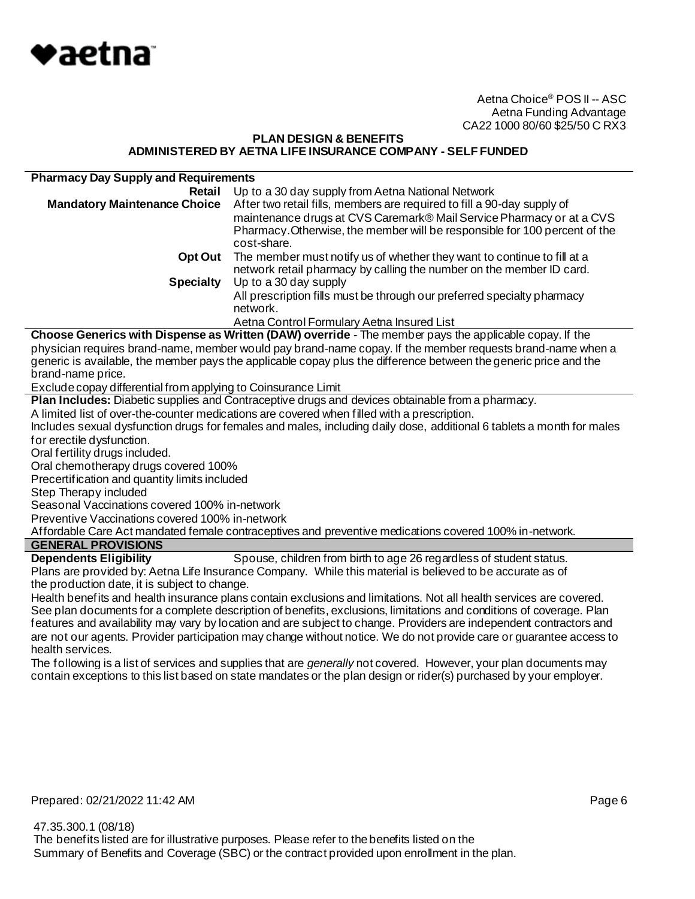Aetna Choice® POS II -- ASC
Aetna Funding Advantage
CA22 1000 80/60 $25/50 C RX3

**PLAN DESIGN & BENEFITS**
**ADMINISTERED BY AETNA LIFE INSURANCE COMPANY - SELF FUNDED**

| **Pharmacy Day Supply and Requirements** | |
|---|---|
| **Retail** | Up to a 30 day supply from Aetna National Network |
| **Mandatory Maintenance Choice** | After two retail fills, members are required to fill a 90-day supply of maintenance drugs at CVS Caremark® Mail Service Pharmacy or at a CVS Pharmacy. Otherwise, the member will be responsible for 100 percent of the cost-share. |
| **Opt Out** | The member must notify us of whether they want to continue to fill at a network retail pharmacy by calling the number on the member ID card. |
| **Specialty** | Up to a 30 day supply<br>All prescription fills must be through our preferred specialty pharmacy network. |
| | Aetna Control Formulary Aetna Insured List |

**Choose Generics with Dispense as Written (DAW) override** - The member pays the applicable copay. If the physician requires brand-name, member would pay brand-name copay. If the member requests brand-name when a generic is available, the member pays the applicable copay plus the difference between the generic price and the brand-name price.

Exclude copay differential from applying to Coinsurance Limit

**Plan Includes:** Diabetic supplies and Contraceptive drugs and devices obtainable from a pharmacy.

A limited list of over-the-counter medications are covered when filled with a prescription.

Includes sexual dysfunction drugs for females and males, including daily dose, additional 6 tablets a month for males for erectile dysfunction.

Oral fertility drugs included.

Oral chemotherapy drugs covered 100%

Precertification and quantity limits included

Step Therapy included

Seasonal Vaccinations covered 100% in-network

Preventive Vaccinations covered 100% in-network

Affordable Care Act mandated female contraceptives and preventive medications covered 100% in-network.

## GENERAL PROVISIONS

**Dependents Eligibility** Spouse, children from birth to age 26 regardless of student status.

Plans are provided by: Aetna Life Insurance Company. While this material is believed to be accurate as of the production date, it is subject to change.

Health benefits and health insurance plans contain exclusions and limitations. Not all health services are covered. See plan documents for a complete description of benefits, exclusions, limitations and conditions of coverage. Plan features and availability may vary by location and are subject to change. Providers are independent contractors and are not our agents. Provider participation may change without notice. We do not provide care or guarantee access to health services.

The following is a list of services and supplies that are *generally* not covered. However, your plan documents may contain exceptions to this list based on state mandates or the plan design or rider(s) purchased by your employer.

Prepared: 02/21/2022 11:42 AM

47.35.300.1 (08/18)
The benefits listed are for illustrative purposes. Please refer to the benefits listed on the Summary of Benefits and Coverage (SBC) or the contract provided upon enrollment in the plan.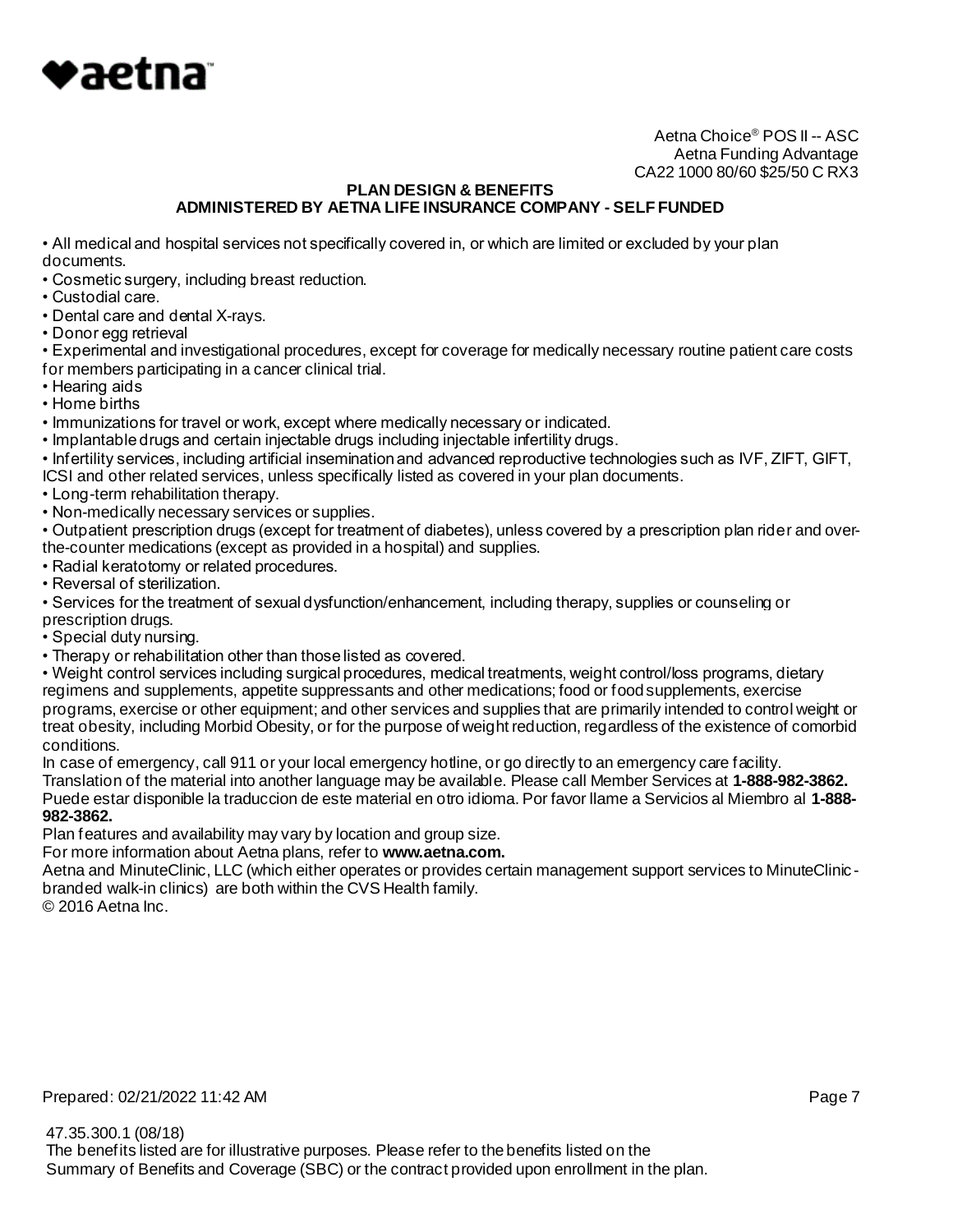Aetna Choice® POS II -- ASC
Aetna Funding Advantage
CA22 1000 80/60 $25/50 C RX3

**PLAN DESIGN & BENEFITS**
**ADMINISTERED BY AETNA LIFE INSURANCE COMPANY - SELF FUNDED**

- All medical and hospital services not specifically covered in, or which are limited or excluded by your plan documents.
- Cosmetic surgery, including breast reduction.
- Custodial care.
- Dental care and dental X-rays.
- Donor egg retrieval
- Experimental and investigational procedures, except for coverage for medically necessary routine patient care costs for members participating in a cancer clinical trial.
- Hearing aids
- Home births
- Immunizations for travel or work, except where medically necessary or indicated.
- Implantable drugs and certain injectable drugs including injectable infertility drugs.
- Infertility services, including artificial insemination and advanced reproductive technologies such as IVF, ZIFT, GIFT, ICSI and other related services, unless specifically listed as covered in your plan documents.
- Long-term rehabilitation therapy.
- Non-medically necessary services or supplies.
- Outpatient prescription drugs (except for treatment of diabetes), unless covered by a prescription plan rider and over-the-counter medications (except as provided in a hospital) and supplies.
- Radial keratotomy or related procedures.
- Reversal of sterilization.
- Services for the treatment of sexual dysfunction/enhancement, including therapy, supplies or counseling or prescription drugs.
- Special duty nursing.
- Therapy or rehabilitation other than those listed as covered.
- Weight control services including surgical procedures, medical treatments, weight control/loss programs, dietary regimens and supplements, appetite suppressants and other medications; food or food supplements, exercise programs, exercise or other equipment; and other services and supplies that are primarily intended to control weight or treat obesity, including Morbid Obesity, or for the purpose of weight reduction, regardless of the existence of comorbid conditions.

In case of emergency, call 911 or your local emergency hotline, or go directly to an emergency care facility.
Translation of the material into another language may be available. Please call Member Services at **1-888-982-3862.**
Puede estar disponible la traduccion de este material en otro idioma. Por favor llame a Servicios al Miembro al **1-888-982-3862.**
Plan features and availability may vary by location and group size.
For more information about Aetna plans, refer to **www.aetna.com.**
Aetna and MinuteClinic, LLC (which either operates or provides certain management support services to MinuteClinic-branded walk-in clinics) are both within the CVS Health family.
© 2016 Aetna Inc.

Prepared: 02/21/2022 11:42 AM

47.35.300.1 (08/18)
The benefits listed are for illustrative purposes. Please refer to the benefits listed on the Summary of Benefits and Coverage (SBC) or the contract provided upon enrollment in the plan.